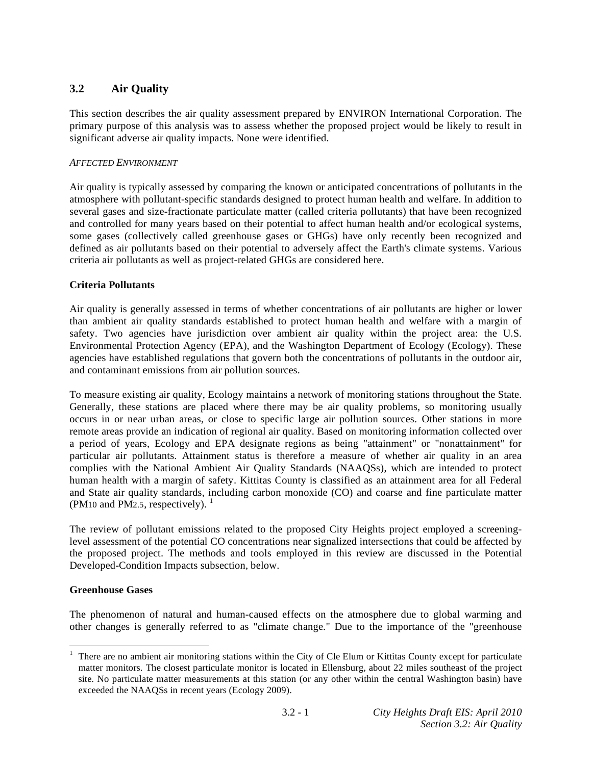## 3.2 Air Quality

This section describes the air quality assessment prepared by ENVIRON International Corporation. The primary purpose of this analysis was to assess whether the proposed project would be likely to result in significant adverse air quality impacts. None were identified.

*AFFECTED ENVIRONMENT*

Air quality is typically assessed by comparing the known or anticipated concentrations of pollutants in the atmosphere with pollutant-specific standards designed to protect human health and welfare. In addition to several gases and size-fractionate particulate matter (called criteria pollutants) that have been recognized and controlled for many years based on their potential to affect human health and/or ecological systems, some gases (collectively called greenhouse gases or GHGs) have only recently been recognized and defined as air pollutants based on their potential to adversely affect the Earth's climate systems. Various criteria air pollutants as well as project-related GHGs are considered here.

**Criteria Pollutants**

Air quality is generally assessed in terms of whether concentrations of air pollutants are higher or lower than ambient air quality standards established to protect human health and welfare with a margin of safety. Two agencies have jurisdiction over ambient air quality within the project area: the U.S. Environmental Protection Agency (EPA), and the Washington Department of Ecology (Ecology). These agencies have established regulations that govern both the concentrations of pollutants in the outdoor air, and contaminant emissions from air pollution sources.

To measure existing air quality, Ecology maintains a network of monitoring stations throughout the State. Generally, these stations are placed where there may be air quality problems, so monitoring usually occurs in or near urban areas, or close to specific large air pollution sources. Other stations in more remote areas provide an indication of regional air quality. Based on monitoring information collected over a period of years, Ecology and EPA designate regions as being "attainment" or "nonattainment" for particular air pollutants. Attainment status is therefore a measure of whether air quality in an area complies with the National Ambient Air Quality Standards (NAAQSs), which are intended to protect human health with a margin of safety. Kittitas County is classified as an attainment area for all Federal and State air quality standards, including carbon monoxide (CO) and coarse and fine particulate matter ($PM_{10}$ and $PM_{2.5}$, respectively). [1]

The review of pollutant emissions related to the proposed City Heights project employed a screening-level assessment of the potential CO concentrations near signalized intersections that could be affected by the proposed project. The methods and tools employed in this review are discussed in the Potential Developed-Condition Impacts subsection, below.

**Greenhouse Gases**

The phenomenon of natural and human-caused effects on the atmosphere due to global warming and other changes is generally referred to as "climate change." Due to the importance of the "greenhouse

---

[1] There are no ambient air monitoring stations within the City of Cle Elum or Kittitas County except for particulate matter monitors. The closest particulate monitor is located in Ellensburg, about 22 miles southeast of the project site. No particulate matter measurements at this station (or any other within the central Washington basin) have exceeded the NAAQSs in recent years (Ecology 2009).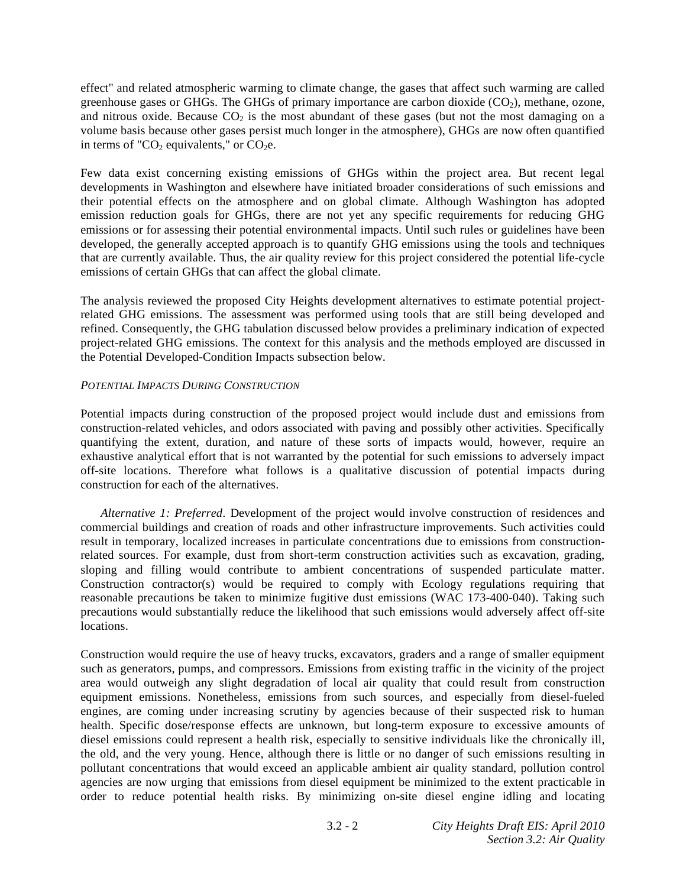effect" and related atmospheric warming to climate change, the gases that affect such warming are called greenhouse gases or GHGs. The GHGs of primary importance are carbon dioxide ($CO_2$), methane, ozone, and nitrous oxide. Because $CO_2$ is the most abundant of these gases (but not the most damaging on a volume basis because other gases persist much longer in the atmosphere), GHGs are now often quantified in terms of "$CO_2$ equivalents," or $CO_2$e.

Few data exist concerning existing emissions of GHGs within the project area. But recent legal developments in Washington and elsewhere have initiated broader considerations of such emissions and their potential effects on the atmosphere and on global climate. Although Washington has adopted emission reduction goals for GHGs, there are not yet any specific requirements for reducing GHG emissions or for assessing their potential environmental impacts. Until such rules or guidelines have been developed, the generally accepted approach is to quantify GHG emissions using the tools and techniques that are currently available. Thus, the air quality review for this project considered the potential life-cycle emissions of certain GHGs that can affect the global climate.

The analysis reviewed the proposed City Heights development alternatives to estimate potential project-related GHG emissions. The assessment was performed using tools that are still being developed and refined. Consequently, the GHG tabulation discussed below provides a preliminary indication of expected project-related GHG emissions. The context for this analysis and the methods employed are discussed in the Potential Developed-Condition Impacts subsection below.

*POTENTIAL IMPACTS DURING CONSTRUCTION*

Potential impacts during construction of the proposed project would include dust and emissions from construction-related vehicles, and odors associated with paving and possibly other activities. Specifically quantifying the extent, duration, and nature of these sorts of impacts would, however, require an exhaustive analytical effort that is not warranted by the potential for such emissions to adversely impact off-site locations. Therefore what follows is a qualitative discussion of potential impacts during construction for each of the alternatives.

*Alternative 1: Preferred*. Development of the project would involve construction of residences and commercial buildings and creation of roads and other infrastructure improvements. Such activities could result in temporary, localized increases in particulate concentrations due to emissions from construction-related sources. For example, dust from short-term construction activities such as excavation, grading, sloping and filling would contribute to ambient concentrations of suspended particulate matter. Construction contractor(s) would be required to comply with Ecology regulations requiring that reasonable precautions be taken to minimize fugitive dust emissions (WAC 173-400-040). Taking such precautions would substantially reduce the likelihood that such emissions would adversely affect off-site locations.

Construction would require the use of heavy trucks, excavators, graders and a range of smaller equipment such as generators, pumps, and compressors. Emissions from existing traffic in the vicinity of the project area would outweigh any slight degradation of local air quality that could result from construction equipment emissions. Nonetheless, emissions from such sources, and especially from diesel-fueled engines, are coming under increasing scrutiny by agencies because of their suspected risk to human health. Specific dose/response effects are unknown, but long-term exposure to excessive amounts of diesel emissions could represent a health risk, especially to sensitive individuals like the chronically ill, the old, and the very young. Hence, although there is little or no danger of such emissions resulting in pollutant concentrations that would exceed an applicable ambient air quality standard, pollution control agencies are now urging that emissions from diesel equipment be minimized to the extent practicable in order to reduce potential health risks. By minimizing on-site diesel engine idling and locating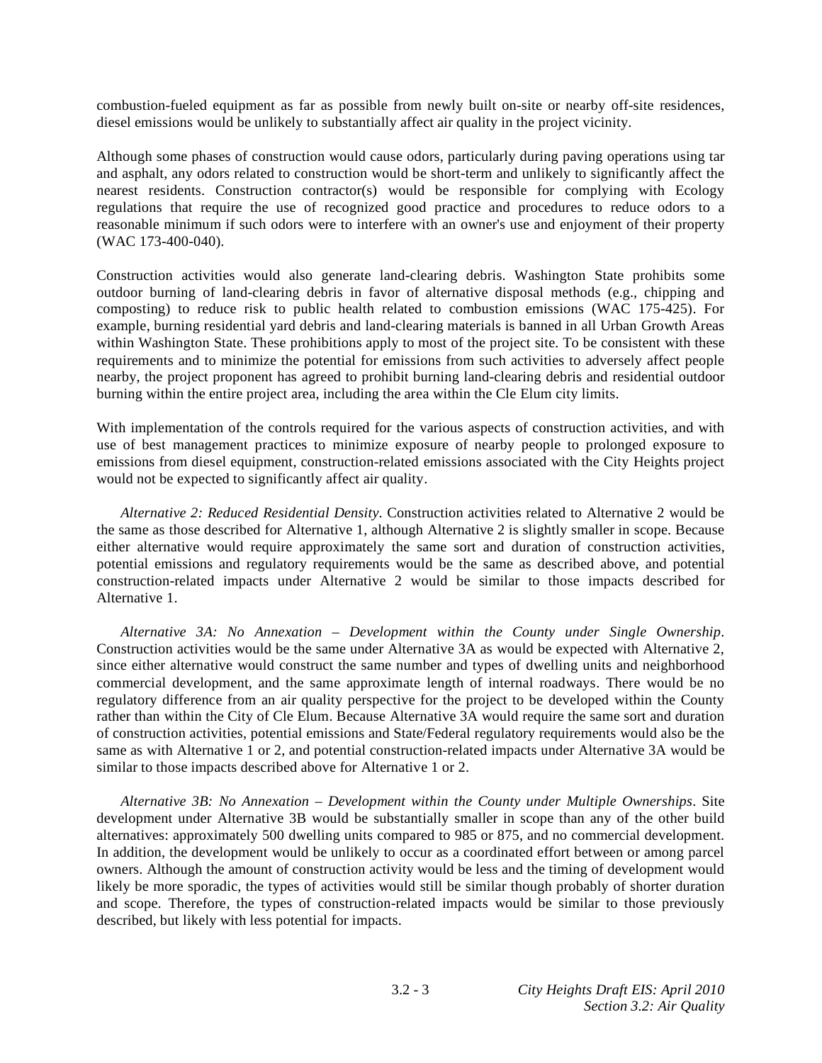combustion-fueled equipment as far as possible from newly built on-site or nearby off-site residences, diesel emissions would be unlikely to substantially affect air quality in the project vicinity.

Although some phases of construction would cause odors, particularly during paving operations using tar and asphalt, any odors related to construction would be short-term and unlikely to significantly affect the nearest residents. Construction contractor(s) would be responsible for complying with Ecology regulations that require the use of recognized good practice and procedures to reduce odors to a reasonable minimum if such odors were to interfere with an owner's use and enjoyment of their property (WAC 173-400-040).

Construction activities would also generate land-clearing debris. Washington State prohibits some outdoor burning of land-clearing debris in favor of alternative disposal methods (e.g., chipping and composting) to reduce risk to public health related to combustion emissions (WAC 175-425). For example, burning residential yard debris and land-clearing materials is banned in all Urban Growth Areas within Washington State. These prohibitions apply to most of the project site. To be consistent with these requirements and to minimize the potential for emissions from such activities to adversely affect people nearby, the project proponent has agreed to prohibit burning land-clearing debris and residential outdoor burning within the entire project area, including the area within the Cle Elum city limits.

With implementation of the controls required for the various aspects of construction activities, and with use of best management practices to minimize exposure of nearby people to prolonged exposure to emissions from diesel equipment, construction-related emissions associated with the City Heights project would not be expected to significantly affect air quality.

*Alternative 2: Reduced Residential Density*. Construction activities related to Alternative 2 would be the same as those described for Alternative 1, although Alternative 2 is slightly smaller in scope. Because either alternative would require approximately the same sort and duration of construction activities, potential emissions and regulatory requirements would be the same as described above, and potential construction-related impacts under Alternative 2 would be similar to those impacts described for Alternative 1.

*Alternative 3A: No Annexation – Development within the County under Single Ownership*. Construction activities would be the same under Alternative 3A as would be expected with Alternative 2, since either alternative would construct the same number and types of dwelling units and neighborhood commercial development, and the same approximate length of internal roadways. There would be no regulatory difference from an air quality perspective for the project to be developed within the County rather than within the City of Cle Elum. Because Alternative 3A would require the same sort and duration of construction activities, potential emissions and State/Federal regulatory requirements would also be the same as with Alternative 1 or 2, and potential construction-related impacts under Alternative 3A would be similar to those impacts described above for Alternative 1 or 2.

*Alternative 3B: No Annexation – Development within the County under Multiple Ownerships*. Site development under Alternative 3B would be substantially smaller in scope than any of the other build alternatives: approximately 500 dwelling units compared to 985 or 875, and no commercial development. In addition, the development would be unlikely to occur as a coordinated effort between or among parcel owners. Although the amount of construction activity would be less and the timing of development would likely be more sporadic, the types of activities would still be similar though probably of shorter duration and scope. Therefore, the types of construction-related impacts would be similar to those previously described, but likely with less potential for impacts.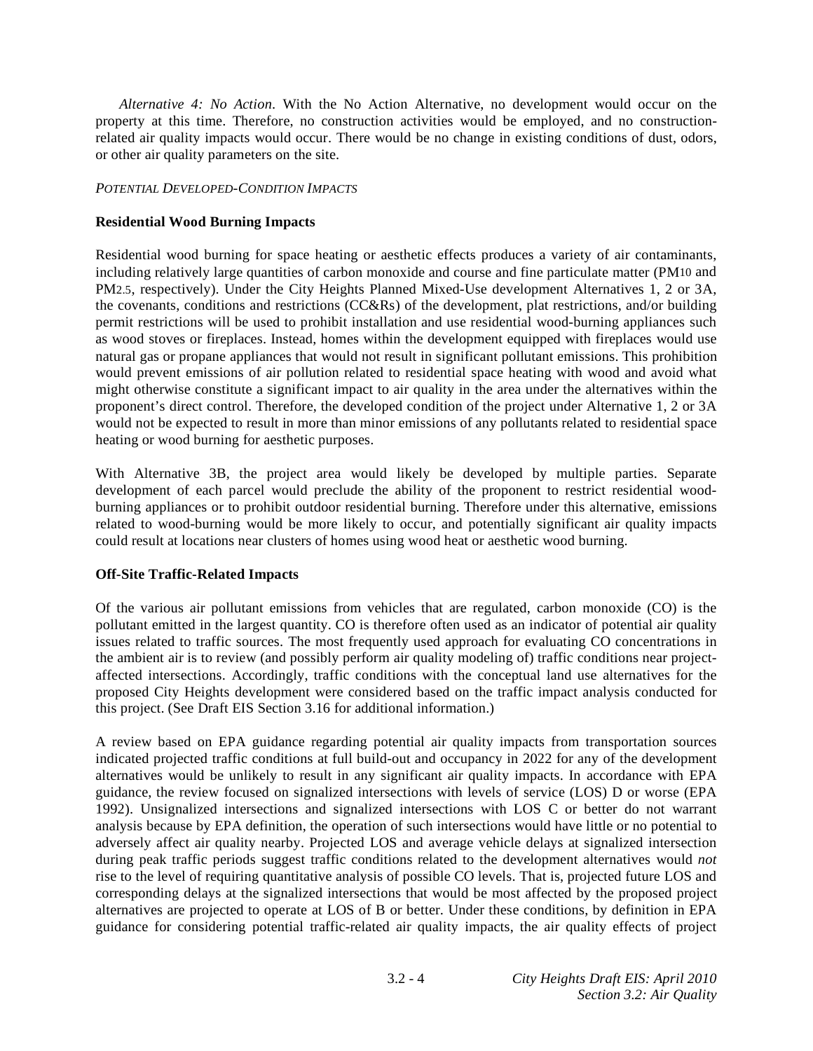*Alternative 4: No Action*. With the No Action Alternative, no development would occur on the property at this time. Therefore, no construction activities would be employed, and no construction-related air quality impacts would occur. There would be no change in existing conditions of dust, odors, or other air quality parameters on the site.

*POTENTIAL DEVELOPED-CONDITION IMPACTS*

**Residential Wood Burning Impacts**

Residential wood burning for space heating or aesthetic effects produces a variety of air contaminants, including relatively large quantities of carbon monoxide and course and fine particulate matter ($PM_{10}$ and $PM_{2.5}$, respectively). Under the City Heights Planned Mixed-Use development Alternatives 1, 2 or 3A, the covenants, conditions and restrictions (CC&Rs) of the development, plat restrictions, and/or building permit restrictions will be used to prohibit installation and use residential wood-burning appliances such as wood stoves or fireplaces. Instead, homes within the development equipped with fireplaces would use natural gas or propane appliances that would not result in significant pollutant emissions. This prohibition would prevent emissions of air pollution related to residential space heating with wood and avoid what might otherwise constitute a significant impact to air quality in the area under the alternatives within the proponent's direct control. Therefore, the developed condition of the project under Alternative 1, 2 or 3A would not be expected to result in more than minor emissions of any pollutants related to residential space heating or wood burning for aesthetic purposes.

With Alternative 3B, the project area would likely be developed by multiple parties. Separate development of each parcel would preclude the ability of the proponent to restrict residential wood-burning appliances or to prohibit outdoor residential burning. Therefore under this alternative, emissions related to wood-burning would be more likely to occur, and potentially significant air quality impacts could result at locations near clusters of homes using wood heat or aesthetic wood burning.

**Off-Site Traffic-Related Impacts**

Of the various air pollutant emissions from vehicles that are regulated, carbon monoxide (CO) is the pollutant emitted in the largest quantity. CO is therefore often used as an indicator of potential air quality issues related to traffic sources. The most frequently used approach for evaluating CO concentrations in the ambient air is to review (and possibly perform air quality modeling of) traffic conditions near project-affected intersections. Accordingly, traffic conditions with the conceptual land use alternatives for the proposed City Heights development were considered based on the traffic impact analysis conducted for this project. (See Draft EIS Section 3.16 for additional information.)

A review based on EPA guidance regarding potential air quality impacts from transportation sources indicated projected traffic conditions at full build-out and occupancy in 2022 for any of the development alternatives would be unlikely to result in any significant air quality impacts. In accordance with EPA guidance, the review focused on signalized intersections with levels of service (LOS) D or worse (EPA 1992). Unsignalized intersections and signalized intersections with LOS C or better do not warrant analysis because by EPA definition, the operation of such intersections would have little or no potential to adversely affect air quality nearby. Projected LOS and average vehicle delays at signalized intersection during peak traffic periods suggest traffic conditions related to the development alternatives would *not* rise to the level of requiring quantitative analysis of possible CO levels. That is, projected future LOS and corresponding delays at the signalized intersections that would be most affected by the proposed project alternatives are projected to operate at LOS of B or better. Under these conditions, by definition in EPA guidance for considering potential traffic-related air quality impacts, the air quality effects of project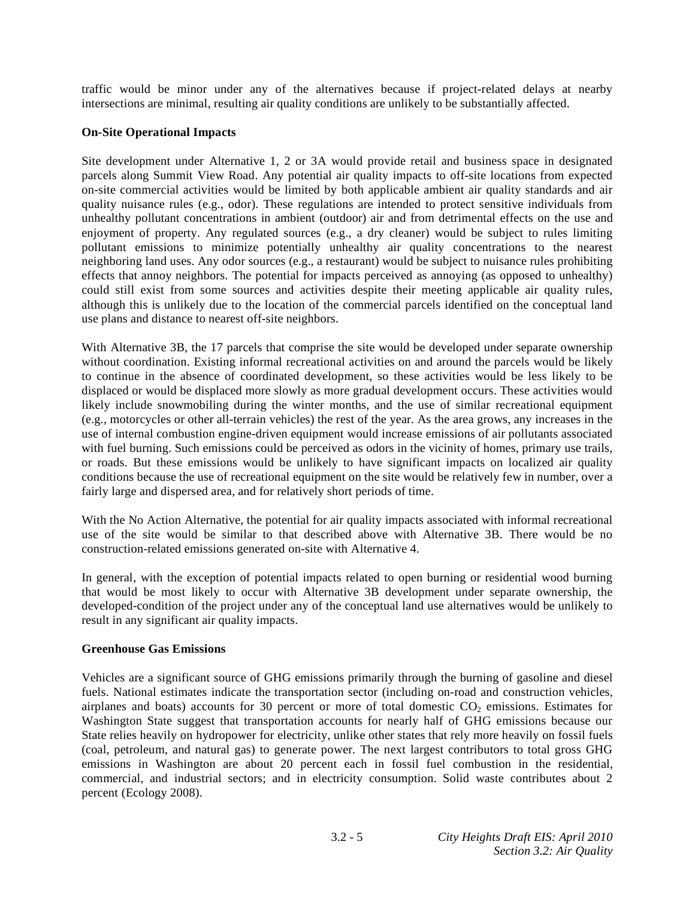traffic would be minor under any of the alternatives because if project-related delays at nearby intersections are minimal, resulting air quality conditions are unlikely to be substantially affected.

**On-Site Operational Impacts**

Site development under Alternative 1, 2 or 3A would provide retail and business space in designated parcels along Summit View Road. Any potential air quality impacts to off-site locations from expected on-site commercial activities would be limited by both applicable ambient air quality standards and air quality nuisance rules (e.g., odor). These regulations are intended to protect sensitive individuals from unhealthy pollutant concentrations in ambient (outdoor) air and from detrimental effects on the use and enjoyment of property. Any regulated sources (e.g., a dry cleaner) would be subject to rules limiting pollutant emissions to minimize potentially unhealthy air quality concentrations to the nearest neighboring land uses. Any odor sources (e.g., a restaurant) would be subject to nuisance rules prohibiting effects that annoy neighbors. The potential for impacts perceived as annoying (as opposed to unhealthy) could still exist from some sources and activities despite their meeting applicable air quality rules, although this is unlikely due to the location of the commercial parcels identified on the conceptual land use plans and distance to nearest off-site neighbors.

With Alternative 3B, the 17 parcels that comprise the site would be developed under separate ownership without coordination. Existing informal recreational activities on and around the parcels would be likely to continue in the absence of coordinated development, so these activities would be less likely to be displaced or would be displaced more slowly as more gradual development occurs. These activities would likely include snowmobiling during the winter months, and the use of similar recreational equipment (e.g., motorcycles or other all-terrain vehicles) the rest of the year. As the area grows, any increases in the use of internal combustion engine-driven equipment would increase emissions of air pollutants associated with fuel burning. Such emissions could be perceived as odors in the vicinity of homes, primary use trails, or roads. But these emissions would be unlikely to have significant impacts on localized air quality conditions because the use of recreational equipment on the site would be relatively few in number, over a fairly large and dispersed area, and for relatively short periods of time.

With the No Action Alternative, the potential for air quality impacts associated with informal recreational use of the site would be similar to that described above with Alternative 3B. There would be no construction-related emissions generated on-site with Alternative 4.

In general, with the exception of potential impacts related to open burning or residential wood burning that would be most likely to occur with Alternative 3B development under separate ownership, the developed-condition of the project under any of the conceptual land use alternatives would be unlikely to result in any significant air quality impacts.

**Greenhouse Gas Emissions**

Vehicles are a significant source of GHG emissions primarily through the burning of gasoline and diesel fuels. National estimates indicate the transportation sector (including on-road and construction vehicles, airplanes and boats) accounts for 30 percent or more of total domestic $CO_2$ emissions. Estimates for Washington State suggest that transportation accounts for nearly half of GHG emissions because our State relies heavily on hydropower for electricity, unlike other states that rely more heavily on fossil fuels (coal, petroleum, and natural gas) to generate power. The next largest contributors to total gross GHG emissions in Washington are about 20 percent each in fossil fuel combustion in the residential, commercial, and industrial sectors; and in electricity consumption. Solid waste contributes about 2 percent (Ecology 2008).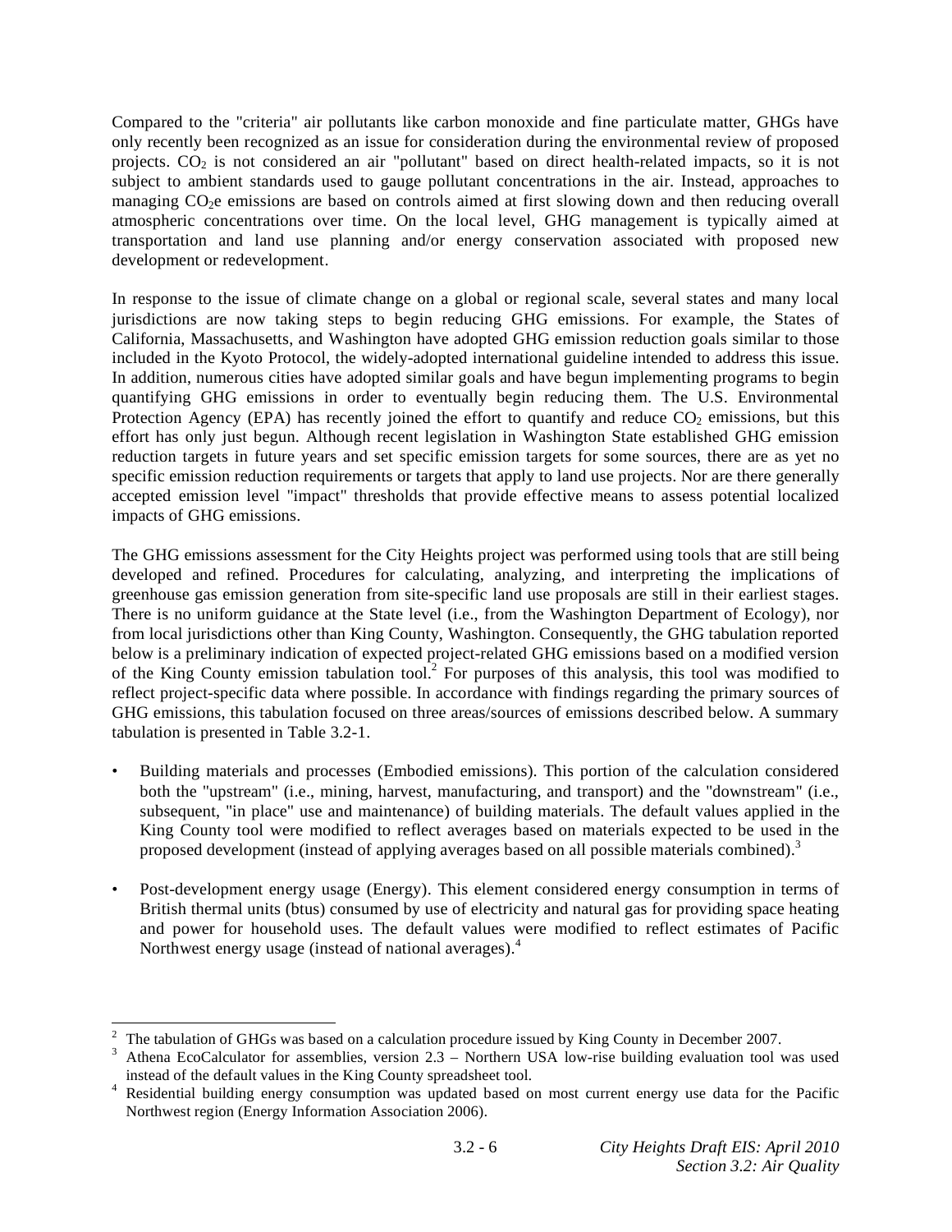Compared to the "criteria" air pollutants like carbon monoxide and fine particulate matter, GHGs have only recently been recognized as an issue for consideration during the environmental review of proposed projects. $CO_2$ is not considered an air "pollutant" based on direct health-related impacts, so it is not subject to ambient standards used to gauge pollutant concentrations in the air. Instead, approaches to managing $CO_2e$ emissions are based on controls aimed at first slowing down and then reducing overall atmospheric concentrations over time. On the local level, GHG management is typically aimed at transportation and land use planning and/or energy conservation associated with proposed new development or redevelopment.

In response to the issue of climate change on a global or regional scale, several states and many local jurisdictions are now taking steps to begin reducing GHG emissions. For example, the States of California, Massachusetts, and Washington have adopted GHG emission reduction goals similar to those included in the Kyoto Protocol, the widely-adopted international guideline intended to address this issue. In addition, numerous cities have adopted similar goals and have begun implementing programs to begin quantifying GHG emissions in order to eventually begin reducing them. The U.S. Environmental Protection Agency (EPA) has recently joined the effort to quantify and reduce $CO_2$ emissions, but this effort has only just begun. Although recent legislation in Washington State established GHG emission reduction targets in future years and set specific emission targets for some sources, there are as yet no specific emission reduction requirements or targets that apply to land use projects. Nor are there generally accepted emission level "impact" thresholds that provide effective means to assess potential localized impacts of GHG emissions.

The GHG emissions assessment for the City Heights project was performed using tools that are still being developed and refined. Procedures for calculating, analyzing, and interpreting the implications of greenhouse gas emission generation from site-specific land use proposals are still in their earliest stages. There is no uniform guidance at the State level (i.e., from the Washington Department of Ecology), nor from local jurisdictions other than King County, Washington. Consequently, the GHG tabulation reported below is a preliminary indication of expected project-related GHG emissions based on a modified version of the King County emission tabulation tool.[2] For purposes of this analysis, this tool was modified to reflect project-specific data where possible. In accordance with findings regarding the primary sources of GHG emissions, this tabulation focused on three areas/sources of emissions described below. A summary tabulation is presented in Table 3.2-1.

- Building materials and processes (Embodied emissions). This portion of the calculation considered both the "upstream" (i.e., mining, harvest, manufacturing, and transport) and the "downstream" (i.e., subsequent, "in place" use and maintenance) of building materials. The default values applied in the King County tool were modified to reflect averages based on materials expected to be used in the proposed development (instead of applying averages based on all possible materials combined).[3]

- Post-development energy usage (Energy). This element considered energy consumption in terms of British thermal units (btus) consumed by use of electricity and natural gas for providing space heating and power for household uses. The default values were modified to reflect estimates of Pacific Northwest energy usage (instead of national averages).[4]

---

[2] The tabulation of GHGs was based on a calculation procedure issued by King County in December 2007.

[3] Athena EcoCalculator for assemblies, version 2.3 – Northern USA low-rise building evaluation tool was used instead of the default values in the King County spreadsheet tool.

[4] Residential building energy consumption was updated based on most current energy use data for the Pacific Northwest region (Energy Information Association 2006).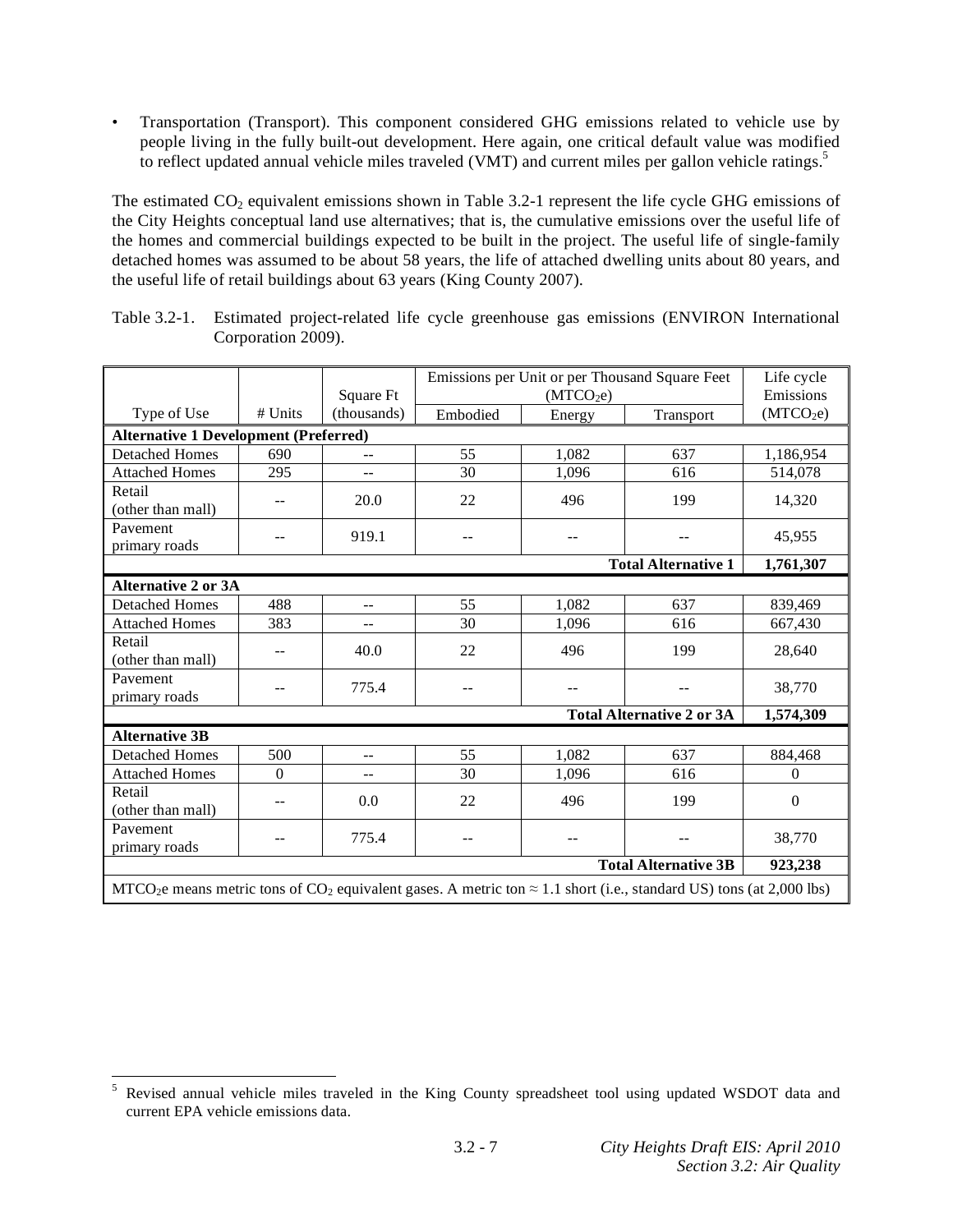- Transportation (Transport). This component considered GHG emissions related to vehicle use by people living in the fully built-out development. Here again, one critical default value was modified to reflect updated annual vehicle miles traveled (VMT) and current miles per gallon vehicle ratings.[5]

The estimated $CO_2$ equivalent emissions shown in Table 3.2-1 represent the life cycle GHG emissions of the City Heights conceptual land use alternatives; that is, the cumulative emissions over the useful life of the homes and commercial buildings expected to be built in the project. The useful life of single-family detached homes was assumed to be about 58 years, the life of attached dwelling units about 80 years, and the useful life of retail buildings about 63 years (King County 2007).

Table 3.2-1. Estimated project-related life cycle greenhouse gas emissions (ENVIRON International Corporation 2009).

| Type of Use | # Units | Square Ft (thousands) | Emissions per Unit or per Thousand Square Feet ($MTCO_2e$) | | | Life cycle Emissions ($MTCO_2e$) |
|---|---|---|---|---|---|---|
| | | | Embodied | Energy | Transport | |
| **Alternative 1 Development (Preferred)** | | | | | | |
| Detached Homes | 690 | -- | 55 | 1,082 | 637 | 1,186,954 |
| Attached Homes | 295 | -- | 30 | 1,096 | 616 | 514,078 |
| Retail (other than mall) | -- | 20.0 | 22 | 496 | 199 | 14,320 |
| Pavement primary roads | -- | 919.1 | -- | -- | -- | 45,955 |
| | | | | | **Total Alternative 1** | **1,761,307** |
| **Alternative 2 or 3A** | | | | | | |
| Detached Homes | 488 | -- | 55 | 1,082 | 637 | 839,469 |
| Attached Homes | 383 | -- | 30 | 1,096 | 616 | 667,430 |
| Retail (other than mall) | -- | 40.0 | 22 | 496 | 199 | 28,640 |
| Pavement primary roads | -- | 775.4 | -- | -- | -- | 38,770 |
| | | | | | **Total Alternative 2 or 3A** | **1,574,309** |
| **Alternative 3B** | | | | | | |
| Detached Homes | 500 | -- | 55 | 1,082 | 637 | 884,468 |
| Attached Homes | 0 | -- | 30 | 1,096 | 616 | 0 |
| Retail (other than mall) | -- | 0.0 | 22 | 496 | 199 | 0 |
| Pavement primary roads | -- | 775.4 | -- | -- | -- | 38,770 |
| | | | | | **Total Alternative 3B** | **923,238** |

$MTCO_2e$ means metric tons of $CO_2$ equivalent gases. A metric ton ≈ 1.1 short (i.e., standard US) tons (at 2,000 lbs)

[5] Revised annual vehicle miles traveled in the King County spreadsheet tool using updated WSDOT data and current EPA vehicle emissions data.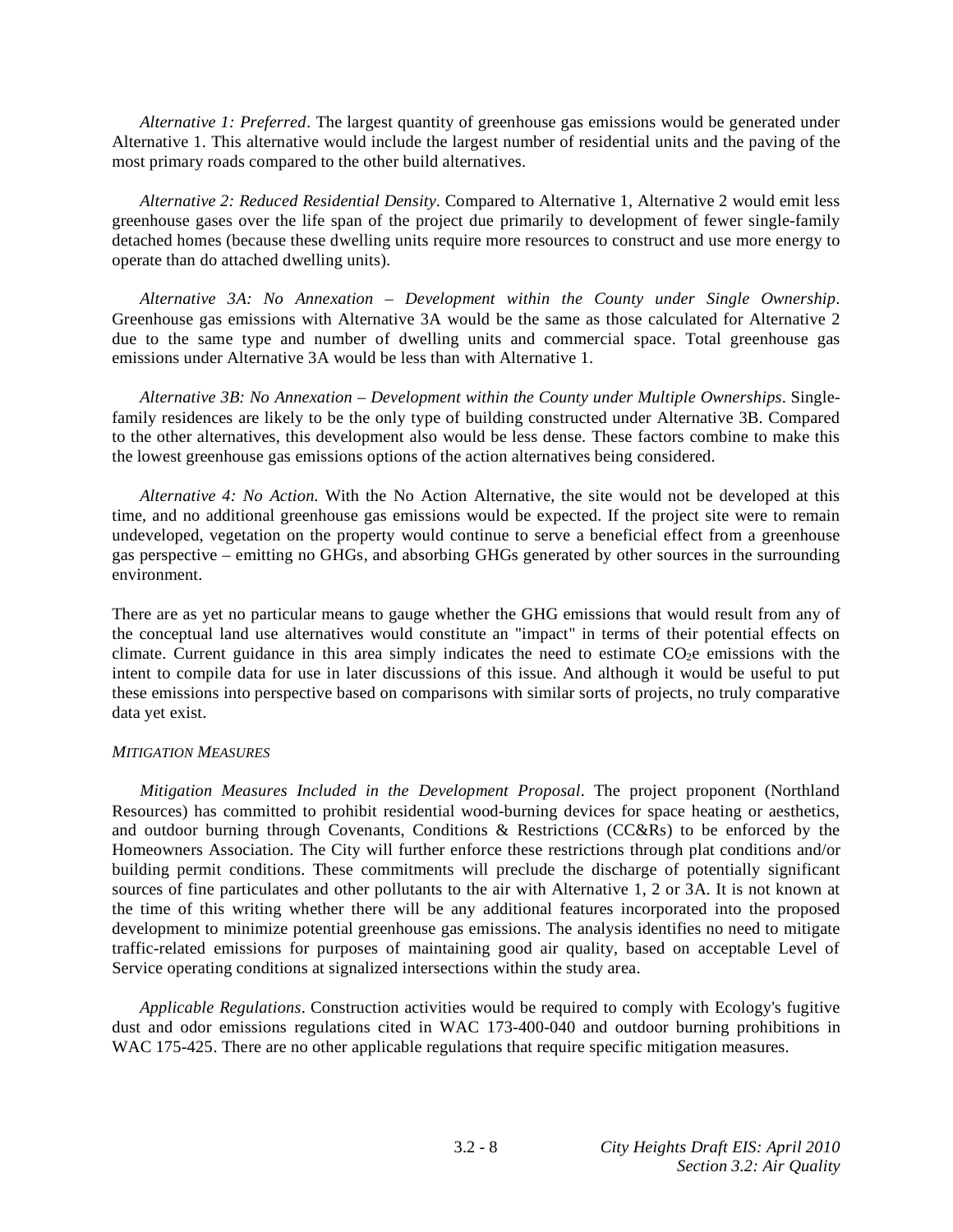*Alternative 1: Preferred*. The largest quantity of greenhouse gas emissions would be generated under Alternative 1. This alternative would include the largest number of residential units and the paving of the most primary roads compared to the other build alternatives.

*Alternative 2: Reduced Residential Density*. Compared to Alternative 1, Alternative 2 would emit less greenhouse gases over the life span of the project due primarily to development of fewer single-family detached homes (because these dwelling units require more resources to construct and use more energy to operate than do attached dwelling units).

*Alternative 3A: No Annexation – Development within the County under Single Ownership*. Greenhouse gas emissions with Alternative 3A would be the same as those calculated for Alternative 2 due to the same type and number of dwelling units and commercial space. Total greenhouse gas emissions under Alternative 3A would be less than with Alternative 1.

*Alternative 3B: No Annexation – Development within the County under Multiple Ownerships*. Single-family residences are likely to be the only type of building constructed under Alternative 3B. Compared to the other alternatives, this development also would be less dense. These factors combine to make this the lowest greenhouse gas emissions options of the action alternatives being considered.

*Alternative 4: No Action*. With the No Action Alternative, the site would not be developed at this time, and no additional greenhouse gas emissions would be expected. If the project site were to remain undeveloped, vegetation on the property would continue to serve a beneficial effect from a greenhouse gas perspective – emitting no GHGs, and absorbing GHGs generated by other sources in the surrounding environment.

There are as yet no particular means to gauge whether the GHG emissions that would result from any of the conceptual land use alternatives would constitute an "impact" in terms of their potential effects on climate. Current guidance in this area simply indicates the need to estimate $CO_2e$ emissions with the intent to compile data for use in later discussions of this issue. And although it would be useful to put these emissions into perspective based on comparisons with similar sorts of projects, no truly comparative data yet exist.

*MITIGATION MEASURES*

*Mitigation Measures Included in the Development Proposal*. The project proponent (Northland Resources) has committed to prohibit residential wood-burning devices for space heating or aesthetics, and outdoor burning through Covenants, Conditions & Restrictions (CC&Rs) to be enforced by the Homeowners Association. The City will further enforce these restrictions through plat conditions and/or building permit conditions. These commitments will preclude the discharge of potentially significant sources of fine particulates and other pollutants to the air with Alternative 1, 2 or 3A. It is not known at the time of this writing whether there will be any additional features incorporated into the proposed development to minimize potential greenhouse gas emissions. The analysis identifies no need to mitigate traffic-related emissions for purposes of maintaining good air quality, based on acceptable Level of Service operating conditions at signalized intersections within the study area.

*Applicable Regulations*. Construction activities would be required to comply with Ecology's fugitive dust and odor emissions regulations cited in WAC 173-400-040 and outdoor burning prohibitions in WAC 175-425. There are no other applicable regulations that require specific mitigation measures.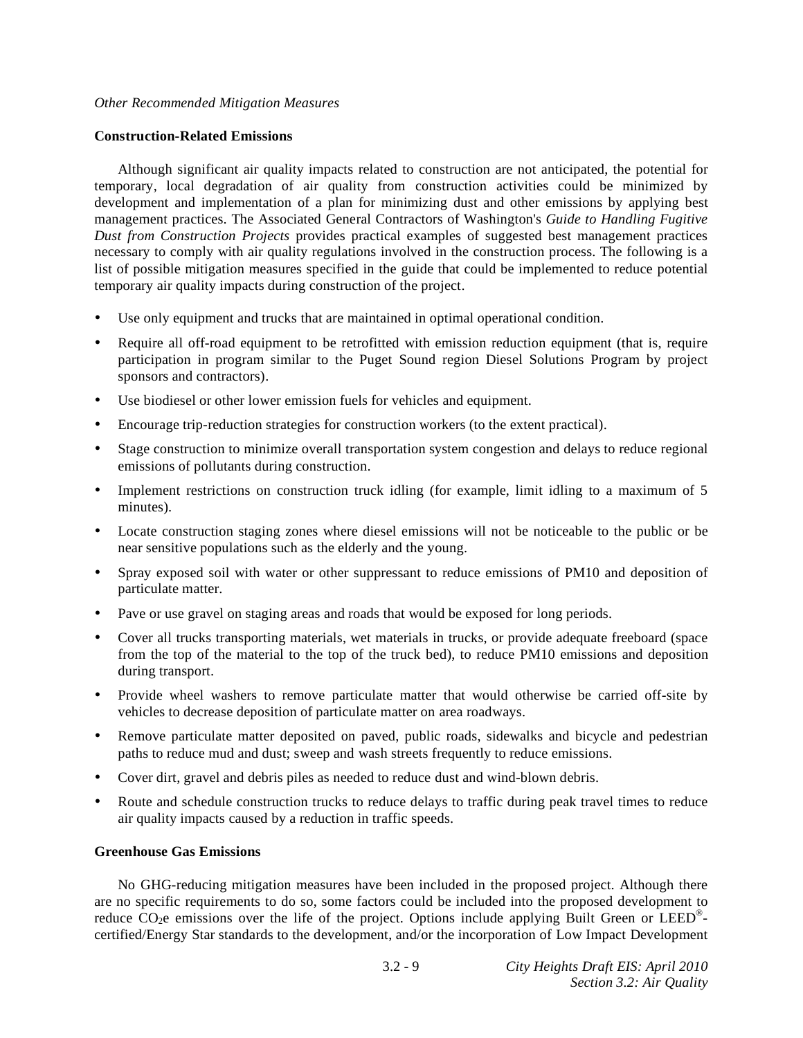*Other Recommended Mitigation Measures*

**Construction-Related Emissions**

Although significant air quality impacts related to construction are not anticipated, the potential for temporary, local degradation of air quality from construction activities could be minimized by development and implementation of a plan for minimizing dust and other emissions by applying best management practices. The Associated General Contractors of Washington's *Guide to Handling Fugitive Dust from Construction Projects* provides practical examples of suggested best management practices necessary to comply with air quality regulations involved in the construction process. The following is a list of possible mitigation measures specified in the guide that could be implemented to reduce potential temporary air quality impacts during construction of the project.

- Use only equipment and trucks that are maintained in optimal operational condition.
- Require all off-road equipment to be retrofitted with emission reduction equipment (that is, require participation in program similar to the Puget Sound region Diesel Solutions Program by project sponsors and contractors).
- Use biodiesel or other lower emission fuels for vehicles and equipment.
- Encourage trip-reduction strategies for construction workers (to the extent practical).
- Stage construction to minimize overall transportation system congestion and delays to reduce regional emissions of pollutants during construction.
- Implement restrictions on construction truck idling (for example, limit idling to a maximum of 5 minutes).
- Locate construction staging zones where diesel emissions will not be noticeable to the public or be near sensitive populations such as the elderly and the young.
- Spray exposed soil with water or other suppressant to reduce emissions of PM10 and deposition of particulate matter.
- Pave or use gravel on staging areas and roads that would be exposed for long periods.
- Cover all trucks transporting materials, wet materials in trucks, or provide adequate freeboard (space from the top of the material to the top of the truck bed), to reduce PM10 emissions and deposition during transport.
- Provide wheel washers to remove particulate matter that would otherwise be carried off-site by vehicles to decrease deposition of particulate matter on area roadways.
- Remove particulate matter deposited on paved, public roads, sidewalks and bicycle and pedestrian paths to reduce mud and dust; sweep and wash streets frequently to reduce emissions.
- Cover dirt, gravel and debris piles as needed to reduce dust and wind-blown debris.
- Route and schedule construction trucks to reduce delays to traffic during peak travel times to reduce air quality impacts caused by a reduction in traffic speeds.

**Greenhouse Gas Emissions**

No GHG-reducing mitigation measures have been included in the proposed project. Although there are no specific requirements to do so, some factors could be included into the proposed development to reduce $CO_2e$ emissions over the life of the project. Options include applying Built Green or LEED®-certified/Energy Star standards to the development, and/or the incorporation of Low Impact Development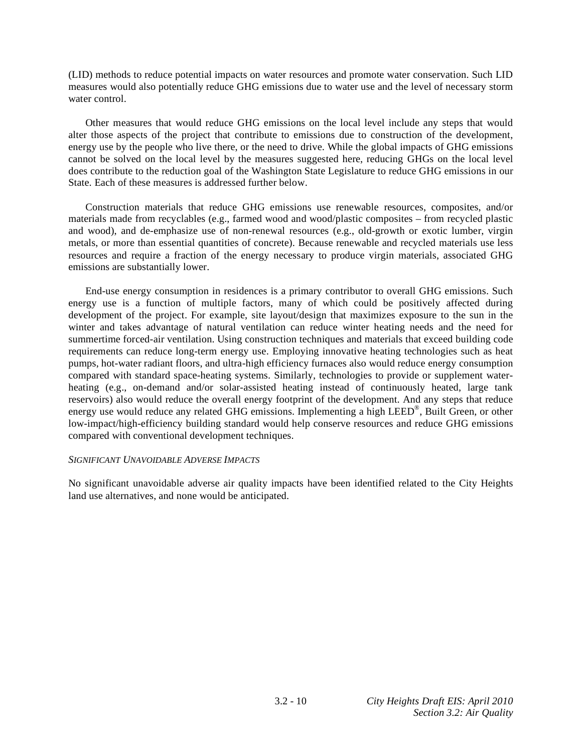(LID) methods to reduce potential impacts on water resources and promote water conservation. Such LID measures would also potentially reduce GHG emissions due to water use and the level of necessary storm water control.

Other measures that would reduce GHG emissions on the local level include any steps that would alter those aspects of the project that contribute to emissions due to construction of the development, energy use by the people who live there, or the need to drive. While the global impacts of GHG emissions cannot be solved on the local level by the measures suggested here, reducing GHGs on the local level does contribute to the reduction goal of the Washington State Legislature to reduce GHG emissions in our State. Each of these measures is addressed further below.

Construction materials that reduce GHG emissions use renewable resources, composites, and/or materials made from recyclables (e.g., farmed wood and wood/plastic composites – from recycled plastic and wood), and de-emphasize use of non-renewal resources (e.g., old-growth or exotic lumber, virgin metals, or more than essential quantities of concrete). Because renewable and recycled materials use less resources and require a fraction of the energy necessary to produce virgin materials, associated GHG emissions are substantially lower.

End-use energy consumption in residences is a primary contributor to overall GHG emissions. Such energy use is a function of multiple factors, many of which could be positively affected during development of the project. For example, site layout/design that maximizes exposure to the sun in the winter and takes advantage of natural ventilation can reduce winter heating needs and the need for summertime forced-air ventilation. Using construction techniques and materials that exceed building code requirements can reduce long-term energy use. Employing innovative heating technologies such as heat pumps, hot-water radiant floors, and ultra-high efficiency furnaces also would reduce energy consumption compared with standard space-heating systems. Similarly, technologies to provide or supplement water-heating (e.g., on-demand and/or solar-assisted heating instead of continuously heated, large tank reservoirs) also would reduce the overall energy footprint of the development. And any steps that reduce energy use would reduce any related GHG emissions. Implementing a high LEED®, Built Green, or other low-impact/high-efficiency building standard would help conserve resources and reduce GHG emissions compared with conventional development techniques.

*SIGNIFICANT UNAVOIDABLE ADVERSE IMPACTS*

No significant unavoidable adverse air quality impacts have been identified related to the City Heights land use alternatives, and none would be anticipated.